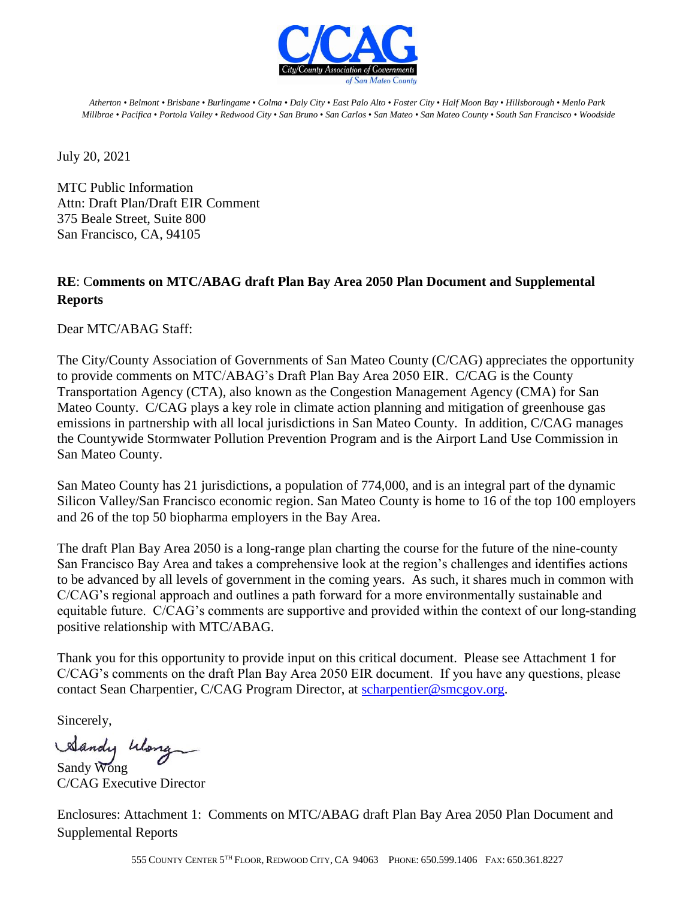**C/CAG**

City/County Association of Governments *of San Mateo County*

*Atherton • Belmont • Brisbane • Burlingame • Colma • Daly City • East Palo Alto • Foster City • Half Moon Bay • Hillsborough • Menlo Park Millbrae • Pacifica • Portola Valley • Redwood City • San Bruno • San Carlos • San Mateo • San Mateo County • South San Francisco • Woodside*

July 20, 2021

MTC Public Information
Attn: Draft Plan/Draft EIR Comment
375 Beale Street, Suite 800
San Francisco, CA, 94105

**RE**: C**omments on MTC/ABAG draft Plan Bay Area 2050 Plan Document and Supplemental Reports**

Dear MTC/ABAG Staff:

The City/County Association of Governments of San Mateo County (C/CAG) appreciates the opportunity to provide comments on MTC/ABAG's Draft Plan Bay Area 2050 EIR. C/CAG is the County Transportation Agency (CTA), also known as the Congestion Management Agency (CMA) for San Mateo County. C/CAG plays a key role in climate action planning and mitigation of greenhouse gas emissions in partnership with all local jurisdictions in San Mateo County. In addition, C/CAG manages the Countywide Stormwater Pollution Prevention Program and is the Airport Land Use Commission in San Mateo County.

San Mateo County has 21 jurisdictions, a population of 774,000, and is an integral part of the dynamic Silicon Valley/San Francisco economic region. San Mateo County is home to 16 of the top 100 employers and 26 of the top 50 biopharma employers in the Bay Area.

The draft Plan Bay Area 2050 is a long-range plan charting the course for the future of the nine-county San Francisco Bay Area and takes a comprehensive look at the region's challenges and identifies actions to be advanced by all levels of government in the coming years. As such, it shares much in common with C/CAG's regional approach and outlines a path forward for a more environmentally sustainable and equitable future. C/CAG's comments are supportive and provided within the context of our long-standing positive relationship with MTC/ABAG.

Thank you for this opportunity to provide input on this critical document. Please see Attachment 1 for C/CAG's comments on the draft Plan Bay Area 2050 EIR document. If you have any questions, please contact Sean Charpentier, C/CAG Program Director, at scharpentier@smcgov.org.

Sincerely,

Sandy Wong
C/CAG Executive Director

Enclosures: Attachment 1: Comments on MTC/ABAG draft Plan Bay Area 2050 Plan Document and Supplemental Reports

555 County Center 5th Floor, Redwood City, CA 94063 Phone: 650.599.1406 Fax: 650.361.8227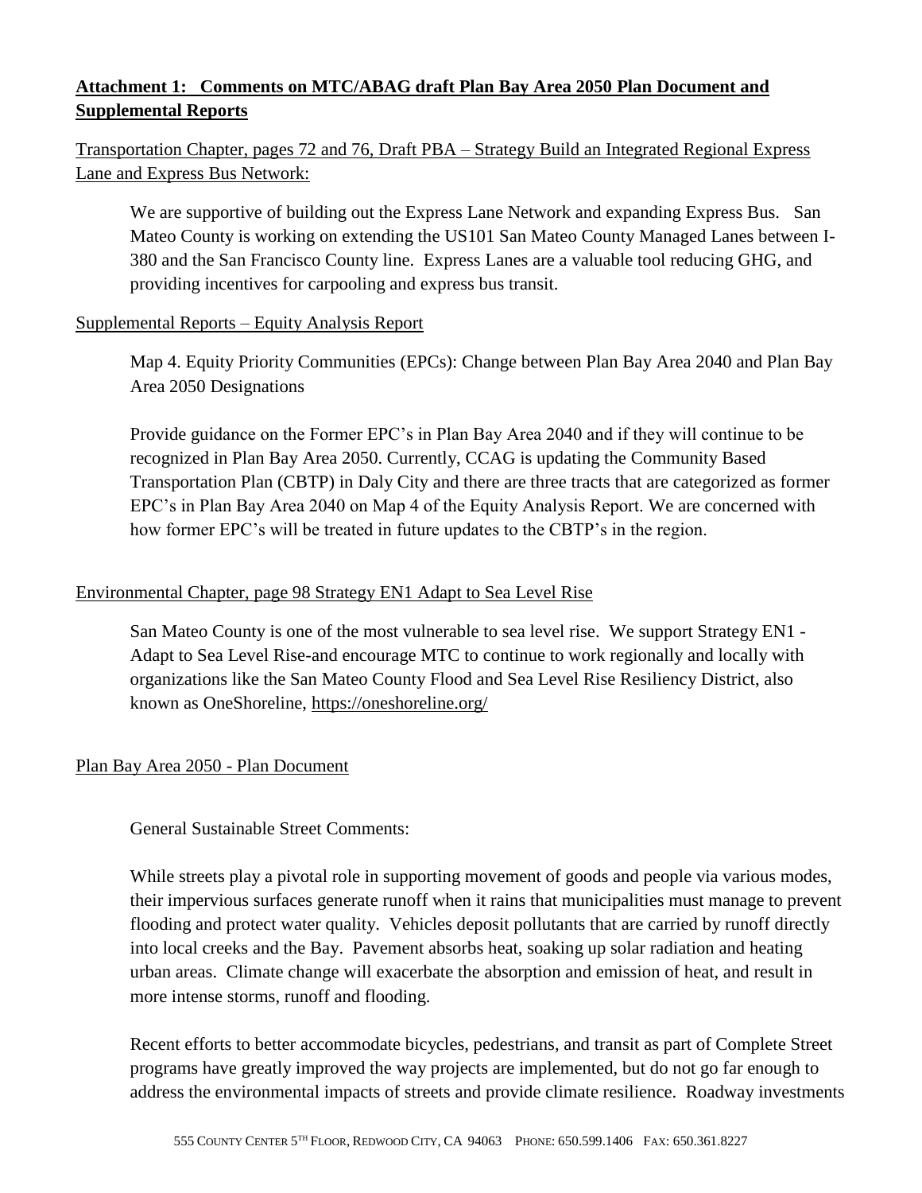**Attachment 1: Comments on MTC/ABAG draft Plan Bay Area 2050 Plan Document and Supplemental Reports**

Transportation Chapter, pages 72 and 76, Draft PBA – Strategy Build an Integrated Regional Express Lane and Express Bus Network:

> We are supportive of building out the Express Lane Network and expanding Express Bus. San Mateo County is working on extending the US101 San Mateo County Managed Lanes between I-380 and the San Francisco County line. Express Lanes are a valuable tool reducing GHG, and providing incentives for carpooling and express bus transit.

Supplemental Reports – Equity Analysis Report

> Map 4. Equity Priority Communities (EPCs): Change between Plan Bay Area 2040 and Plan Bay Area 2050 Designations
>
> Provide guidance on the Former EPC's in Plan Bay Area 2040 and if they will continue to be recognized in Plan Bay Area 2050. Currently, CCAG is updating the Community Based Transportation Plan (CBTP) in Daly City and there are three tracts that are categorized as former EPC's in Plan Bay Area 2040 on Map 4 of the Equity Analysis Report. We are concerned with how former EPC's will be treated in future updates to the CBTP's in the region.

Environmental Chapter, page 98 Strategy EN1 Adapt to Sea Level Rise

> San Mateo County is one of the most vulnerable to sea level rise. We support Strategy EN1 - Adapt to Sea Level Rise-and encourage MTC to continue to work regionally and locally with organizations like the San Mateo County Flood and Sea Level Rise Resiliency District, also known as OneShoreline, https://oneshoreline.org/

Plan Bay Area 2050 - Plan Document

> General Sustainable Street Comments:
>
> While streets play a pivotal role in supporting movement of goods and people via various modes, their impervious surfaces generate runoff when it rains that municipalities must manage to prevent flooding and protect water quality. Vehicles deposit pollutants that are carried by runoff directly into local creeks and the Bay. Pavement absorbs heat, soaking up solar radiation and heating urban areas. Climate change will exacerbate the absorption and emission of heat, and result in more intense storms, runoff and flooding.
>
> Recent efforts to better accommodate bicycles, pedestrians, and transit as part of Complete Street programs have greatly improved the way projects are implemented, but do not go far enough to address the environmental impacts of streets and provide climate resilience. Roadway investments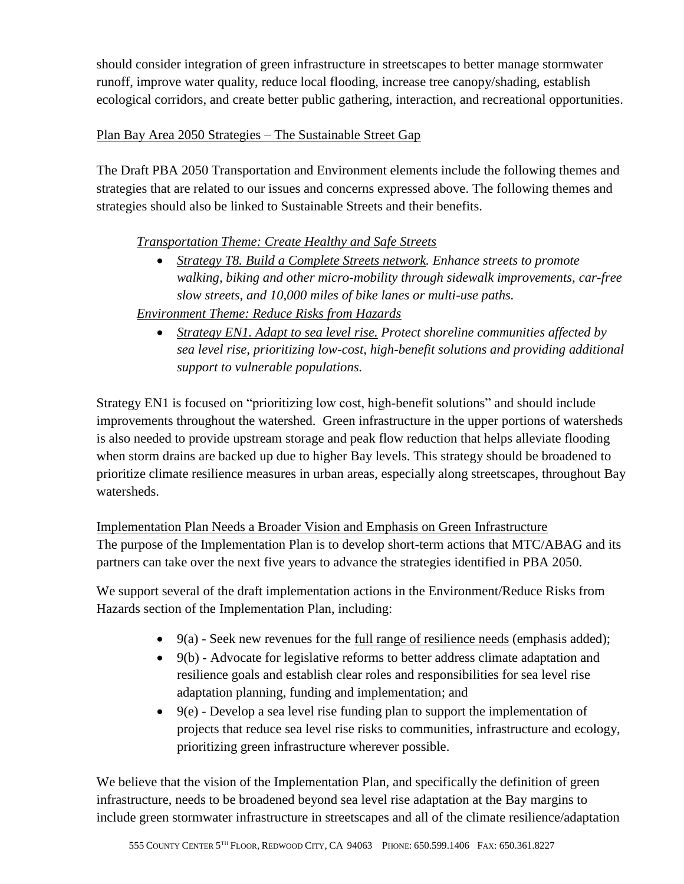should consider integration of green infrastructure in streetscapes to better manage stormwater runoff, improve water quality, reduce local flooding, increase tree canopy/shading, establish ecological corridors, and create better public gathering, interaction, and recreational opportunities.

<u>Plan Bay Area 2050 Strategies – The Sustainable Street Gap</u>

The Draft PBA 2050 Transportation and Environment elements include the following themes and strategies that are related to our issues and concerns expressed above. The following themes and strategies should also be linked to Sustainable Streets and their benefits.

> *<u>Transportation Theme: Create Healthy and Safe Streets</u>*
>
> - *<u>Strategy T8. Build a Complete Streets network.</u> Enhance streets to promote walking, biking and other micro-mobility through sidewalk improvements, car-free slow streets, and 10,000 miles of bike lanes or multi-use paths.*
>
> *<u>Environment Theme: Reduce Risks from Hazards</u>*
>
> - *<u>Strategy EN1. Adapt to sea level rise.</u> Protect shoreline communities affected by sea level rise, prioritizing low-cost, high-benefit solutions and providing additional support to vulnerable populations.*

Strategy EN1 is focused on "prioritizing low cost, high-benefit solutions" and should include improvements throughout the watershed. Green infrastructure in the upper portions of watersheds is also needed to provide upstream storage and peak flow reduction that helps alleviate flooding when storm drains are backed up due to higher Bay levels. This strategy should be broadened to prioritize climate resilience measures in urban areas, especially along streetscapes, throughout Bay watersheds.

<u>Implementation Plan Needs a Broader Vision and Emphasis on Green Infrastructure</u>
The purpose of the Implementation Plan is to develop short-term actions that MTC/ABAG and its partners can take over the next five years to advance the strategies identified in PBA 2050.

We support several of the draft implementation actions in the Environment/Reduce Risks from Hazards section of the Implementation Plan, including:

- 9(a) - Seek new revenues for the <u>full range of resilience needs</u> (emphasis added);
- 9(b) - Advocate for legislative reforms to better address climate adaptation and resilience goals and establish clear roles and responsibilities for sea level rise adaptation planning, funding and implementation; and
- 9(e) - Develop a sea level rise funding plan to support the implementation of projects that reduce sea level rise risks to communities, infrastructure and ecology, prioritizing green infrastructure wherever possible.

We believe that the vision of the Implementation Plan, and specifically the definition of green infrastructure, needs to be broadened beyond sea level rise adaptation at the Bay margins to include green stormwater infrastructure in streetscapes and all of the climate resilience/adaptation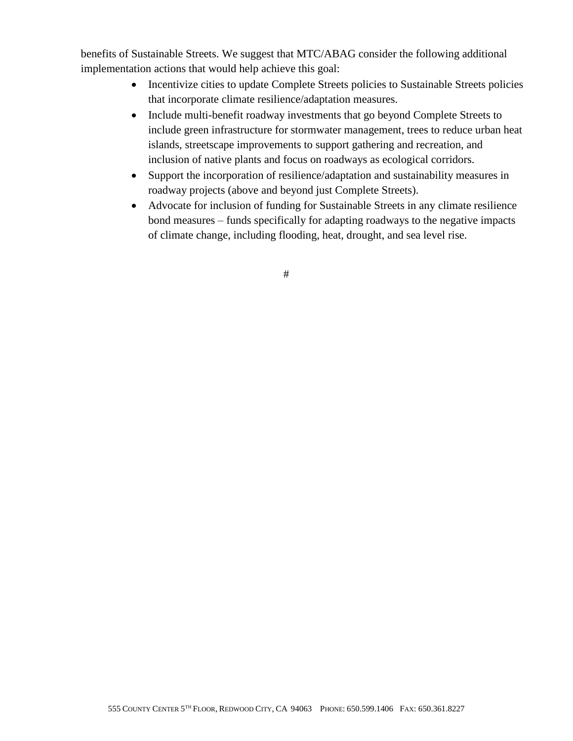benefits of Sustainable Streets. We suggest that MTC/ABAG consider the following additional implementation actions that would help achieve this goal:

- Incentivize cities to update Complete Streets policies to Sustainable Streets policies that incorporate climate resilience/adaptation measures.
- Include multi-benefit roadway investments that go beyond Complete Streets to include green infrastructure for stormwater management, trees to reduce urban heat islands, streetscape improvements to support gathering and recreation, and inclusion of native plants and focus on roadways as ecological corridors.
- Support the incorporation of resilience/adaptation and sustainability measures in roadway projects (above and beyond just Complete Streets).
- Advocate for inclusion of funding for Sustainable Streets in any climate resilience bond measures – funds specifically for adapting roadways to the negative impacts of climate change, including flooding, heat, drought, and sea level rise.

#